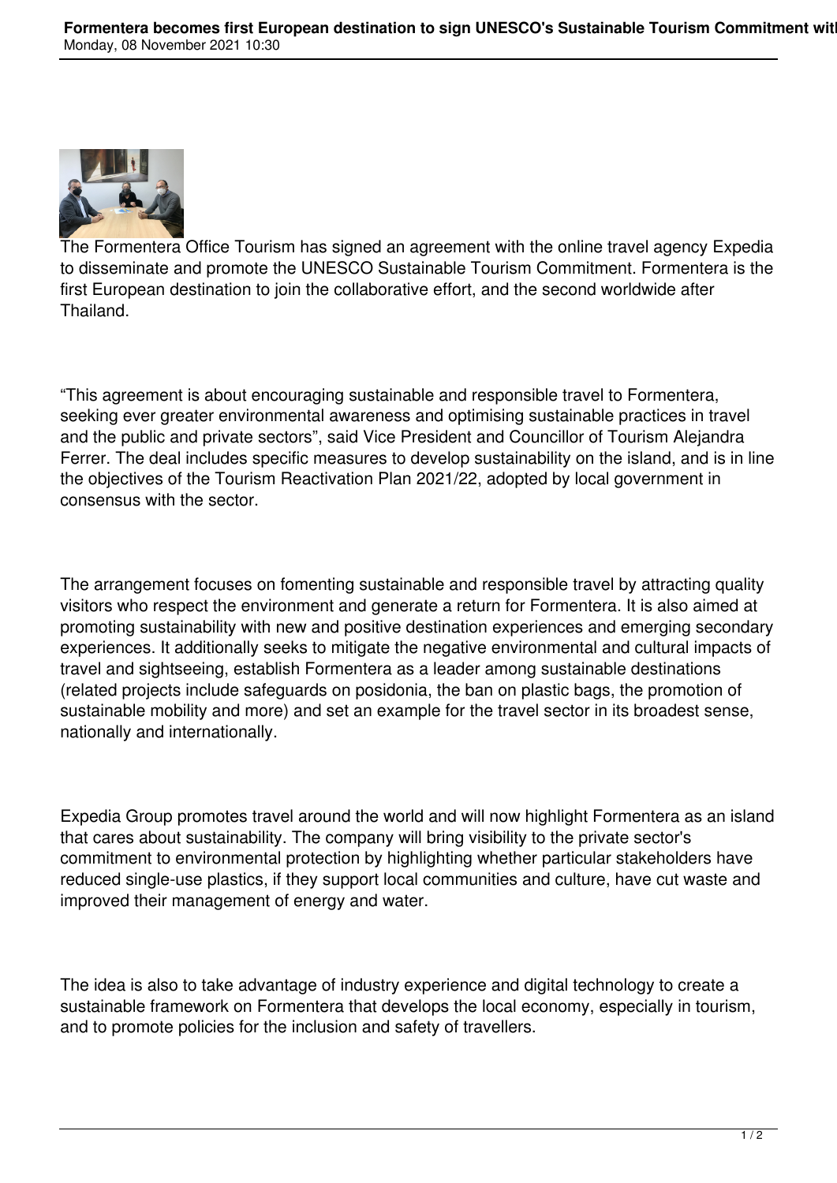The Formentera Office Tourism has signed an agreement with the online travel agency Expedia to disseminate and promote the UNESCO Sustainable Tourism Commitment. Formentera is the first European destination to join the collaborative effort, and the second worldwide after Thailand.

“This agreement is about encouraging sustainable and responsible travel to Formentera, seeking ever greater environmental awareness and optimising sustainable practices in travel and the public and private sectors”, said Vice President and Councillor of Tourism Alejandra Ferrer. The deal includes specific measures to develop sustainability on the island, and is in line the objectives of the Tourism Reactivation Plan 2021/22, adopted by local government in consensus with the sector.

The arrangement focuses on fomenting sustainable and responsible travel by attracting quality visitors who respect the environment and generate a return for Formentera. It is also aimed at promoting sustainability with new and positive destination experiences and emerging secondary experiences. It additionally seeks to mitigate the negative environmental and cultural impacts of travel and sightseeing, establish Formentera as a leader among sustainable destinations (related projects include safeguards on posidonia, the ban on plastic bags, the promotion of sustainable mobility and more) and set an example for the travel sector in its broadest sense, nationally and internationally.

Expedia Group promotes travel around the world and will now highlight Formentera as an island that cares about sustainability. The company will bring visibility to the private sector's commitment to environmental protection by highlighting whether particular stakeholders have reduced single-use plastics, if they support local communities and culture, have cut waste and improved their management of energy and water.

The idea is also to take advantage of industry experience and digital technology to create a sustainable framework on Formentera that develops the local economy, especially in tourism, and to promote policies for the inclusion and safety of travellers.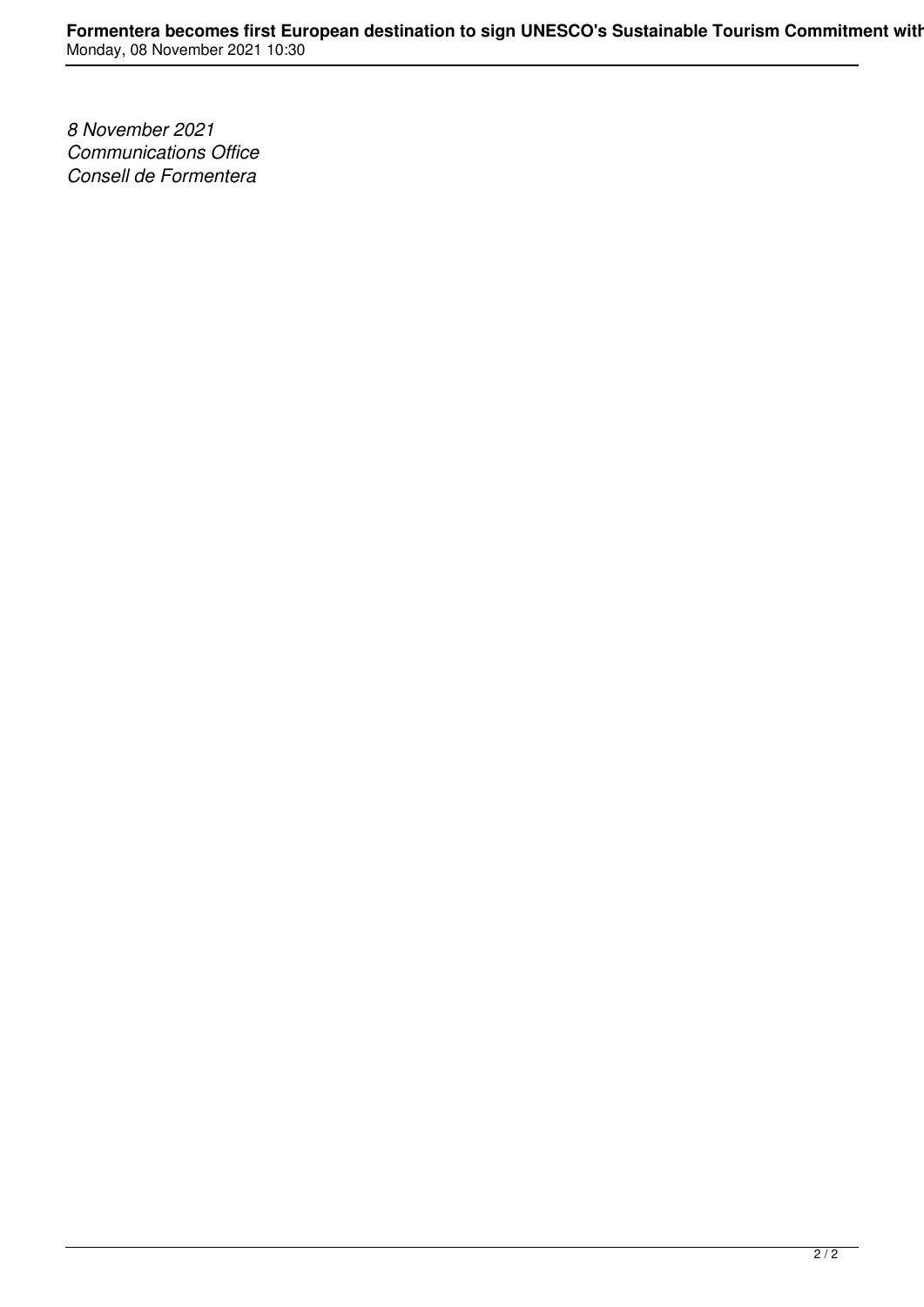*8 November 2021*
*Communications Office*
*Consell de Formentera*